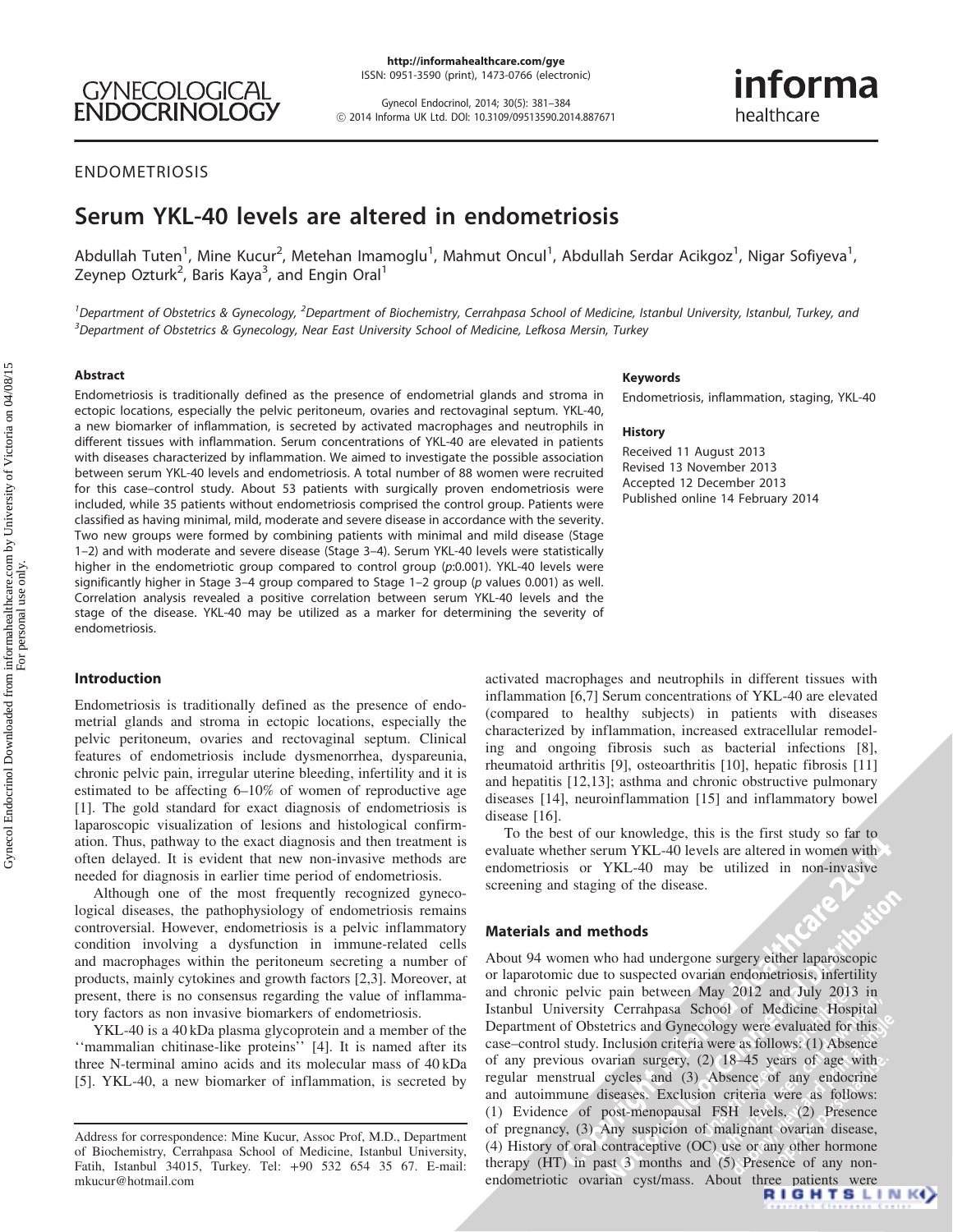ENDOCRINOLOGY

## ENDOMETRIOSIS

# Serum YKL-40 levels are altered in endometriosis

Abdullah Tuten[1], Mine Kucur[2], Metehan Imamoglu[1], Mahmut Oncul[1], Abdullah Serdar Acikgoz[1], Nigar Sofiyeva[1], Zeynep Ozturk[2], Baris Kaya[3], and Engin Oral[1]

[1]Department of Obstetrics & Gynecology, [2]Department of Biochemistry, Cerrahpasa School of Medicine, Istanbul University, Istanbul, Turkey, and [3]Department of Obstetrics & Gynecology, Near East University School of Medicine, Lefkosa Mersin, Turkey

### Abstract

Endometriosis is traditionally defined as the presence of endometrial glands and stroma in ectopic locations, especially the pelvic peritoneum, ovaries and rectovaginal septum. YKL-40, a new biomarker of inflammation, is secreted by activated macrophages and neutrophils in different tissues with inflammation. Serum concentrations of YKL-40 are elevated in patients with diseases characterized by inflammation. We aimed to investigate the possible association between serum YKL-40 levels and endometriosis. A total number of 88 women were recruited for this case–control study. About 53 patients with surgically proven endometriosis were included, while 35 patients without endometriosis comprised the control group. Patients were classified as having minimal, mild, moderate and severe disease in accordance with the severity. Two new groups were formed by combining patients with minimal and mild disease (Stage 1–2) and with moderate and severe disease (Stage 3–4). Serum YKL-40 levels were statistically higher in the endometriotic group compared to control group (*p*:0.001). YKL-40 levels were significantly higher in Stage 3–4 group compared to Stage 1–2 group (*p* values 0.001) as well. Correlation analysis revealed a positive correlation between serum YKL-40 levels and the stage of the disease. YKL-40 may be utilized as a marker for determining the severity of endometriosis.

### Keywords

Endometriosis, inflammation, staging, YKL-40

### History

Received 11 August 2013
Revised 13 November 2013
Accepted 12 December 2013
Published online 14 February 2014

## Introduction

Endometriosis is traditionally defined as the presence of endometrial glands and stroma in ectopic locations, especially the pelvic peritoneum, ovaries and rectovaginal septum. Clinical features of endometriosis include dysmenorrhea, dyspareunia, chronic pelvic pain, irregular uterine bleeding, infertility and it is estimated to be affecting 6–10% of women of reproductive age [1]. The gold standard for exact diagnosis of endometriosis is laparoscopic visualization of lesions and histological confirmation. Thus, pathway to the exact diagnosis and then treatment is often delayed. It is evident that new non-invasive methods are needed for diagnosis in earlier time period of endometriosis.

Although one of the most frequently recognized gynecological diseases, the pathophysiology of endometriosis remains controversial. However, endometriosis is a pelvic inflammatory condition involving a dysfunction in immune-related cells and macrophages within the peritoneum secreting a number of products, mainly cytokines and growth factors [2,3]. Moreover, at present, there is no consensus regarding the value of inflammatory factors as non invasive biomarkers of endometriosis.

YKL-40 is a 40 kDa plasma glycoprotein and a member of the ''mammalian chitinase-like proteins'' [4]. It is named after its three N-terminal amino acids and its molecular mass of 40 kDa [5]. YKL-40, a new biomarker of inflammation, is secreted by activated macrophages and neutrophils in different tissues with inflammation [6,7] Serum concentrations of YKL-40 are elevated (compared to healthy subjects) in patients with diseases characterized by inflammation, increased extracellular remodeling and ongoing fibrosis such as bacterial infections [8], rheumatoid arthritis [9], osteoarthritis [10], hepatic fibrosis [11] and hepatitis [12,13]; asthma and chronic obstructive pulmonary diseases [14], neuroinflammation [15] and inflammatory bowel disease [16].

To the best of our knowledge, this is the first study so far to evaluate whether serum YKL-40 levels are altered in women with endometriosis or YKL-40 may be utilized in non-invasive screening and staging of the disease.

## Materials and methods

About 94 women who had undergone surgery either laparoscopic or laparotomic due to suspected ovarian endometriosis, infertility and chronic pelvic pain between May 2012 and July 2013 in Istanbul University Cerrahpasa School of Medicine Hospital Department of Obstetrics and Gynecology were evaluated for this case–control study. Inclusion criteria were as follows: (1) Absence of any previous ovarian surgery, (2) 18–45 years of age with regular menstrual cycles and (3) Absence of any endocrine and autoimmune diseases. Exclusion criteria were as follows: (1) Evidence of post-menopausal FSH levels, (2) Presence of pregnancy, (3) Any suspicion of malignant ovarian disease, (4) History of oral contraceptive (OC) use or any other hormone therapy (HT) in past 3 months and (5) Presence of any non-endometriotic ovarian cyst/mass. About three patients were

Address for correspondence: Mine Kucur, Assoc Prof, M.D., Department of Biochemistry, Cerrahpasa School of Medicine, Istanbul University, Fatih, Istanbul 34015, Turkey. Tel: +90 532 654 35 67. E-mail: mkucur@hotmail.com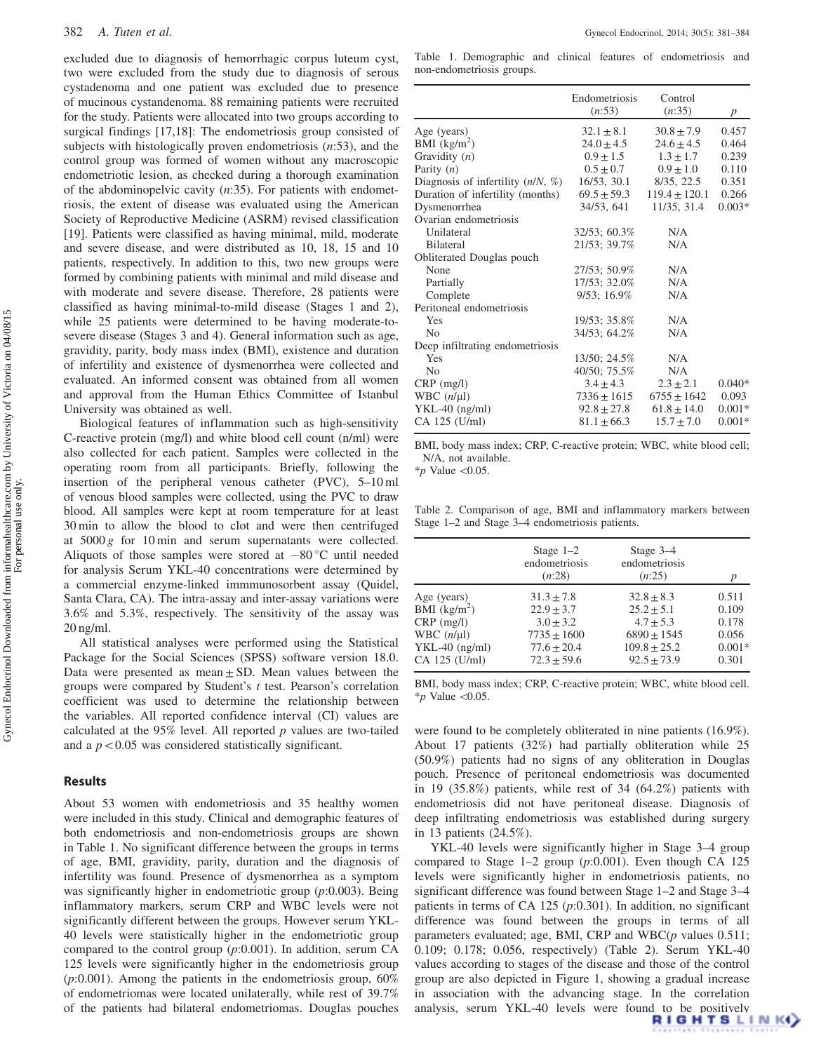excluded due to diagnosis of hemorrhagic corpus luteum cyst, two were excluded from the study due to diagnosis of serous cystadenoma and one patient was excluded due to presence of mucinous cystandenoma. 88 remaining patients were recruited for the study. Patients were allocated into two groups according to surgical findings [17,18]: The endometriosis group consisted of subjects with histologically proven endometriosis (*n*:53), and the control group was formed of women without any macroscopic endometriotic lesion, as checked during a thorough examination of the abdominopelvic cavity (*n*:35). For patients with endometriosis, the extent of disease was evaluated using the American Society of Reproductive Medicine (ASRM) revised classification [19]. Patients were classified as having minimal, mild, moderate and severe disease, and were distributed as 10, 18, 15 and 10 patients, respectively. In addition to this, two new groups were formed by combining patients with minimal and mild disease and with moderate and severe disease. Therefore, 28 patients were classified as having minimal-to-mild disease (Stages 1 and 2), while 25 patients were determined to be having moderate-to-severe disease (Stages 3 and 4). General information such as age, gravidity, parity, body mass index (BMI), existence and duration of infertility and existence of dysmenorrhea were collected and evaluated. An informed consent was obtained from all women and approval from the Human Ethics Committee of Istanbul University was obtained as well.

Biological features of inflammation such as high-sensitivity C-reactive protein (mg/l) and white blood cell count (n/ml) were also collected for each patient. Samples were collected in the operating room from all participants. Briefly, following the insertion of the peripheral venous catheter (PVC), 5–10 ml of venous blood samples were collected, using the PVC to draw blood. All samples were kept at room temperature for at least 30 min to allow the blood to clot and were then centrifuged at 5000 *g* for 10 min and serum supernatants were collected. Aliquots of those samples were stored at −80 °C until needed for analysis Serum YKL-40 concentrations were determined by a commercial enzyme-linked immmunosorbent assay (Quidel, Santa Clara, CA). The intra-assay and inter-assay variations were 3.6% and 5.3%, respectively. The sensitivity of the assay was 20 ng/ml.

All statistical analyses were performed using the Statistical Package for the Social Sciences (SPSS) software version 18.0. Data were presented as mean ± SD. Mean values between the groups were compared by Student's *t* test. Pearson's correlation coefficient was used to determine the relationship between the variables. All reported confidence interval (CI) values are calculated at the 95% level. All reported *p* values are two-tailed and a $p < 0.05$ was considered statistically significant.

## Results

About 53 women with endometriosis and 35 healthy women were included in this study. Clinical and demographic features of both endometriosis and non-endometriosis groups are shown in Table 1. No significant difference between the groups in terms of age, BMI, gravidity, parity, duration and the diagnosis of infertility was found. Presence of dysmenorrhea as a symptom was significantly higher in endometriotic group (*p*:0.003). Being inflammatory markers, serum CRP and WBC levels were not significantly different between the groups. However serum YKL-40 levels were statistically higher in the endometriotic group compared to the control group (*p*:0.001). In addition, serum CA 125 levels were significantly higher in the endometriosis group (*p*:0.001). Among the patients in the endometriosis group, 60% of endometriomas were located unilaterally, while rest of 39.7% of the patients had bilateral endometriomas. Douglas pouches were found to be completely obliterated in nine patients (16.9%). About 17 patients (32%) had partially obliteration while 25 (50.9%) patients had no signs of any obliteration in Douglas pouch. Presence of peritoneal endometriosis was documented in 19 (35.8%) patients, while rest of 34 (64.2%) patients with endometriosis did not have peritoneal disease. Diagnosis of deep infiltrating endometriosis was established during surgery in 13 patients (24.5%).

YKL-40 levels were significantly higher in Stage 3–4 group compared to Stage 1–2 group (*p*:0.001). Even though CA 125 levels were significantly higher in endometriosis patients, no significant difference was found between Stage 1–2 and Stage 3–4 patients in terms of CA 125 (*p*:0.301). In addition, no significant difference was found between the groups in terms of all parameters evaluated; age, BMI, CRP and WBC(*p* values 0.511; 0.109; 0.178; 0.056, respectively) (Table 2). Serum YKL-40 values according to stages of the disease and those of the control group are also depicted in Figure 1, showing a gradual increase in association with the advancing stage. In the correlation analysis, serum YKL-40 levels were found to be positively

Table 1. Demographic and clinical features of endometriosis and non-endometriosis groups.

| | Endometriosis (*n*:53) | Control (*n*:35) | *p* |
|---|---|---|---|
| Age (years) | 32.1 ± 8.1 | 30.8 ± 7.9 | 0.457 |
| BMI (kg/m$^2$) | 24.0 ± 4.5 | 24.6 ± 4.5 | 0.464 |
| Gravidity (*n*) | 0.9 ± 1.5 | 1.3 ± 1.7 | 0.239 |
| Parity (*n*) | 0.5 ± 0.7 | 0.9 ± 1.0 | 0.110 |
| Diagnosis of infertility (*n/N*, %) | 16/53, 30.1 | 8/35, 22.5 | 0.351 |
| Duration of infertility (months) | 69.5 ± 59.3 | 119.4 ± 120.1 | 0.266 |
| Dysmenorrhea | 34/53, 641 | 11/35, 31.4 | 0.003* |
| Ovarian endometriosis | | | |
| Unilateral | 32/53; 60.3% | N/A | |
| Bilateral | 21/53; 39.7% | N/A | |
| Obliterated Douglas pouch | | | |
| None | 27/53; 50.9% | N/A | |
| Partially | 17/53; 32.0% | N/A | |
| Complete | 9/53; 16.9% | N/A | |
| Peritoneal endometriosis | | | |
| Yes | 19/53; 35.8% | N/A | |
| No | 34/53; 64.2% | N/A | |
| Deep infiltrating endometriosis | | | |
| Yes | 13/50; 24.5% | N/A | |
| No | 40/50; 75.5% | N/A | |
| CRP (mg/l) | 3.4 ± 4.3 | 2.3 ± 2.1 | 0.040* |
| WBC (*n*/μl) | 7336 ± 1615 | 6755 ± 1642 | 0.093 |
| YKL-40 (ng/ml) | 92.8 ± 27.8 | 61.8 ± 14.0 | 0.001* |
| CA 125 (U/ml) | 81.1 ± 66.3 | 15.7 ± 7.0 | 0.001* |

BMI, body mass index; CRP, C-reactive protein; WBC, white blood cell; N/A, not available.
*$p$ Value <0.05.

Table 2. Comparison of age, BMI and inflammatory markers between Stage 1–2 and Stage 3–4 endometriosis patients.

| | Stage 1–2 endometriosis (*n*:28) | Stage 3–4 endometriosis (*n*:25) | *p* |
|---|---|---|---|
| Age (years) | 31.3 ± 7.8 | 32.8 ± 8.3 | 0.511 |
| BMI (kg/m$^2$) | 22.9 ± 3.7 | 25.2 ± 5.1 | 0.109 |
| CRP (mg/l) | 3.0 ± 3.2 | 4.7 ± 5.3 | 0.178 |
| WBC (*n*/μl) | 7735 ± 1600 | 6890 ± 1545 | 0.056 |
| YKL-40 (ng/ml) | 77.6 ± 20.4 | 109.8 ± 25.2 | 0.001* |
| CA 125 (U/ml) | 72.3 ± 59.6 | 92.5 ± 73.9 | 0.301 |

BMI, body mass index; CRP, C-reactive protein; WBC, white blood cell.
*$p$ Value <0.05.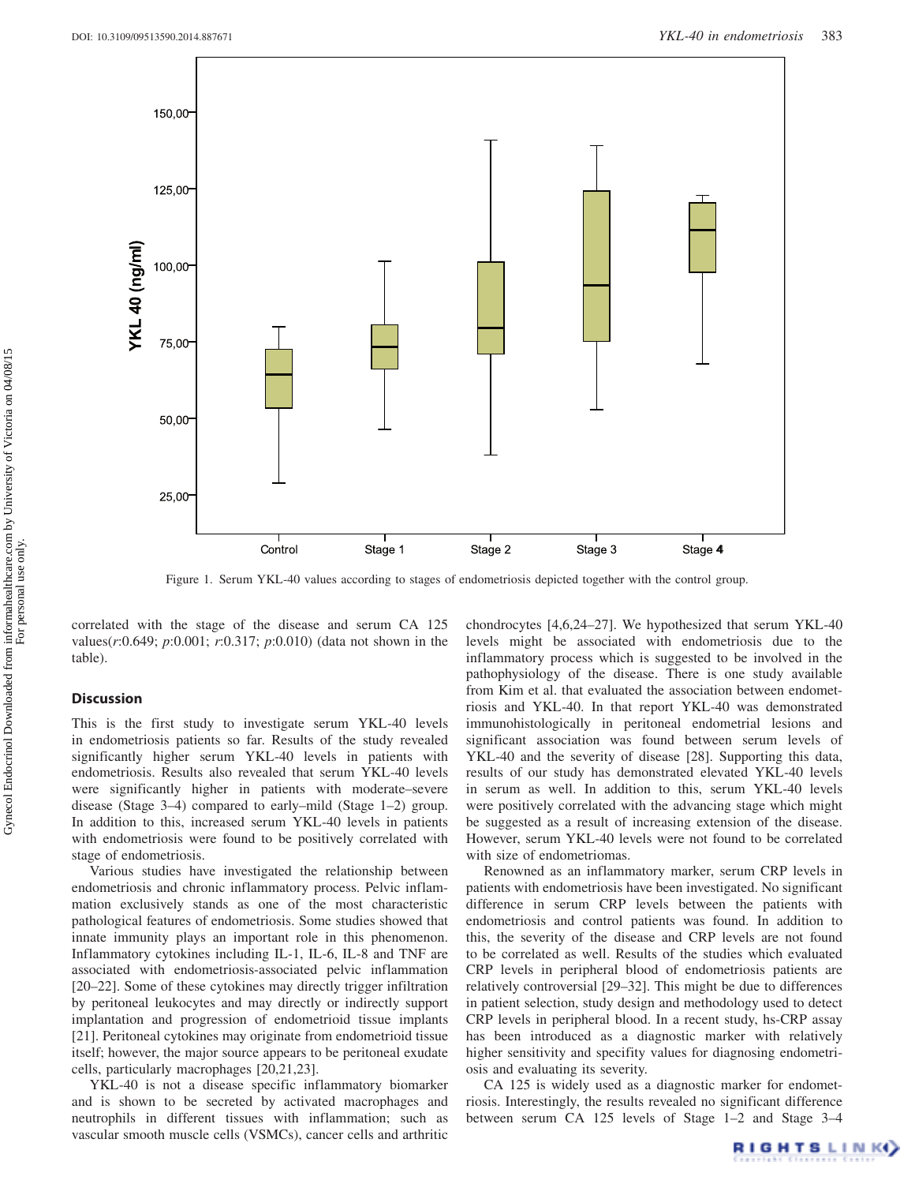Figure 1. Serum YKL-40 values according to stages of endometriosis depicted together with the control group.

correlated with the stage of the disease and serum CA 125 values($r$:0.649; $p$:0.001; $r$:0.317; $p$:0.010) (data not shown in the table).

## Discussion

This is the first study to investigate serum YKL-40 levels in endometriosis patients so far. Results of the study revealed significantly higher serum YKL-40 levels in patients with endometriosis. Results also revealed that serum YKL-40 levels were significantly higher in patients with moderate–severe disease (Stage 3–4) compared to early–mild (Stage 1–2) group. In addition to this, increased serum YKL-40 levels in patients with endometriosis were found to be positively correlated with stage of endometriosis.

Various studies have investigated the relationship between endometriosis and chronic inflammatory process. Pelvic inflammation exclusively stands as one of the most characteristic pathological features of endometriosis. Some studies showed that innate immunity plays an important role in this phenomenon. Inflammatory cytokines including IL-1, IL-6, IL-8 and TNF are associated with endometriosis-associated pelvic inflammation [20–22]. Some of these cytokines may directly trigger infiltration by peritoneal leukocytes and may directly or indirectly support implantation and progression of endometrioid tissue implants [21]. Peritoneal cytokines may originate from endometrioid tissue itself; however, the major source appears to be peritoneal exudate cells, particularly macrophages [20,21,23].

YKL-40 is not a disease specific inflammatory biomarker and is shown to be secreted by activated macrophages and neutrophils in different tissues with inflammation; such as vascular smooth muscle cells (VSMCs), cancer cells and arthritic chondrocytes [4,6,24–27]. We hypothesized that serum YKL-40 levels might be associated with endometriosis due to the inflammatory process which is suggested to be involved in the pathophysiology of the disease. There is one study available from Kim et al. that evaluated the association between endometriosis and YKL-40. In that report YKL-40 was demonstrated immunohistologically in peritoneal endometrial lesions and significant association was found between serum levels of YKL-40 and the severity of disease [28]. Supporting this data, results of our study has demonstrated elevated YKL-40 levels in serum as well. In addition to this, serum YKL-40 levels were positively correlated with the advancing stage which might be suggested as a result of increasing extension of the disease. However, serum YKL-40 levels were not found to be correlated with size of endometriomas.

Renowned as an inflammatory marker, serum CRP levels in patients with endometriosis have been investigated. No significant difference in serum CRP levels between the patients with endometriosis and control patients was found. In addition to this, the severity of the disease and CRP levels are not found to be correlated as well. Results of the studies which evaluated CRP levels in peripheral blood of endometriosis patients are relatively controversial [29–32]. This might be due to differences in patient selection, study design and methodology used to detect CRP levels in peripheral blood. In a recent study, hs-CRP assay has been introduced as a diagnostic marker with relatively higher sensitivity and specifity values for diagnosing endometriosis and evaluating its severity.

CA 125 is widely used as a diagnostic marker for endometriosis. Interestingly, the results revealed no significant difference between serum CA 125 levels of Stage 1–2 and Stage 3–4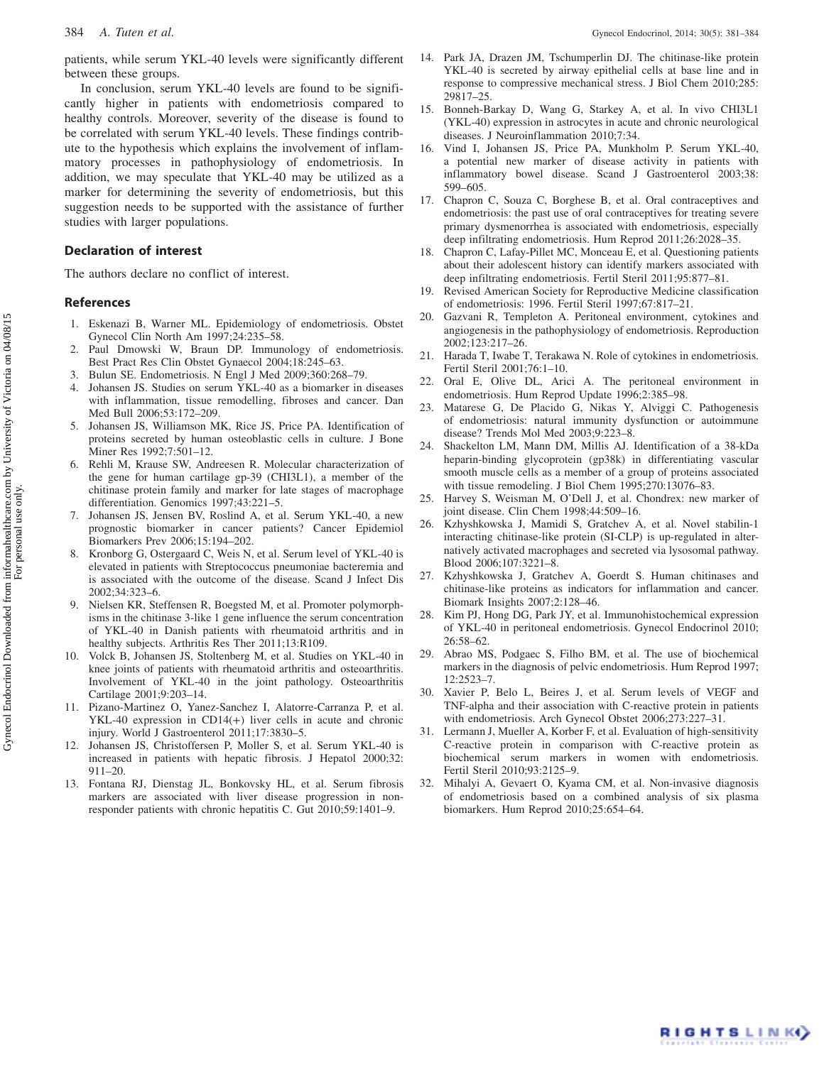patients, while serum YKL-40 levels were significantly different between these groups.

In conclusion, serum YKL-40 levels are found to be significantly higher in patients with endometriosis compared to healthy controls. Moreover, severity of the disease is found to be correlated with serum YKL-40 levels. These findings contribute to the hypothesis which explains the involvement of inflammatory processes in pathophysiology of endometriosis. In addition, we may speculate that YKL-40 may be utilized as a marker for determining the severity of endometriosis, but this suggestion needs to be supported with the assistance of further studies with larger populations.

## Declaration of interest

The authors declare no conflict of interest.

## References

1. Eskenazi B, Warner ML. Epidemiology of endometriosis. Obstet Gynecol Clin North Am 1997;24:235–58.
2. Paul Dmowski W, Braun DP. Immunology of endometriosis. Best Pract Res Clin Obstet Gynaecol 2004;18:245–63.
3. Bulun SE. Endometriosis. N Engl J Med 2009;360:268–79.
4. Johansen JS. Studies on serum YKL-40 as a biomarker in diseases with inflammation, tissue remodelling, fibroses and cancer. Dan Med Bull 2006;53:172–209.
5. Johansen JS, Williamson MK, Rice JS, Price PA. Identification of proteins secreted by human osteoblastic cells in culture. J Bone Miner Res 1992;7:501–12.
6. Rehli M, Krause SW, Andreesen R. Molecular characterization of the gene for human cartilage gp-39 (CHI3L1), a member of the chitinase protein family and marker for late stages of macrophage differentiation. Genomics 1997;43:221–5.
7. Johansen JS, Jensen BV, Roslind A, et al. Serum YKL-40, a new prognostic biomarker in cancer patients? Cancer Epidemiol Biomarkers Prev 2006;15:194–202.
8. Kronborg G, Ostergaard C, Weis N, et al. Serum level of YKL-40 is elevated in patients with Streptococcus pneumoniae bacteremia and is associated with the outcome of the disease. Scand J Infect Dis 2002;34:323–6.
9. Nielsen KR, Steffensen R, Boegsted M, et al. Promoter polymorphisms in the chitinase 3-like 1 gene influence the serum concentration of YKL-40 in Danish patients with rheumatoid arthritis and in healthy subjects. Arthritis Res Ther 2011;13:R109.
10. Volck B, Johansen JS, Stoltenberg M, et al. Studies on YKL-40 in knee joints of patients with rheumatoid arthritis and osteoarthritis. Involvement of YKL-40 in the joint pathology. Osteoarthritis Cartilage 2001;9:203–14.
11. Pizano-Martinez O, Yanez-Sanchez I, Alatorre-Carranza P, et al. YKL-40 expression in CD14(+) liver cells in acute and chronic injury. World J Gastroenterol 2011;17:3830–5.
12. Johansen JS, Christoffersen P, Moller S, et al. Serum YKL-40 is increased in patients with hepatic fibrosis. J Hepatol 2000;32: 911–20.
13. Fontana RJ, Dienstag JL, Bonkovsky HL, et al. Serum fibrosis markers are associated with liver disease progression in non-responder patients with chronic hepatitis C. Gut 2010;59:1401–9.
14. Park JA, Drazen JM, Tschumperlin DJ. The chitinase-like protein YKL-40 is secreted by airway epithelial cells at base line and in response to compressive mechanical stress. J Biol Chem 2010;285: 29817–25.
15. Bonneh-Barkay D, Wang G, Starkey A, et al. In vivo CHI3L1 (YKL-40) expression in astrocytes in acute and chronic neurological diseases. J Neuroinflammation 2010;7:34.
16. Vind I, Johansen JS, Price PA, Munkholm P. Serum YKL-40, a potential new marker of disease activity in patients with inflammatory bowel disease. Scand J Gastroenterol 2003;38: 599–605.
17. Chapron C, Souza C, Borghese B, et al. Oral contraceptives and endometriosis: the past use of oral contraceptives for treating severe primary dysmenorrhea is associated with endometriosis, especially deep infiltrating endometriosis. Hum Reprod 2011;26:2028–35.
18. Chapron C, Lafay-Pillet MC, Monceau E, et al. Questioning patients about their adolescent history can identify markers associated with deep infiltrating endometriosis. Fertil Steril 2011;95:877–81.
19. Revised American Society for Reproductive Medicine classification of endometriosis: 1996. Fertil Steril 1997;67:817–21.
20. Gazvani R, Templeton A. Peritoneal environment, cytokines and angiogenesis in the pathophysiology of endometriosis. Reproduction 2002;123:217–26.
21. Harada T, Iwabe T, Terakawa N. Role of cytokines in endometriosis. Fertil Steril 2001;76:1–10.
22. Oral E, Olive DL, Arici A. The peritoneal environment in endometriosis. Hum Reprod Update 1996;2:385–98.
23. Matarese G, De Placido G, Nikas Y, Alviggi C. Pathogenesis of endometriosis: natural immunity dysfunction or autoimmune disease? Trends Mol Med 2003;9:223–8.
24. Shackelton LM, Mann DM, Millis AJ. Identification of a 38-kDa heparin-binding glycoprotein (gp38k) in differentiating vascular smooth muscle cells as a member of a group of proteins associated with tissue remodeling. J Biol Chem 1995;270:13076–83.
25. Harvey S, Weisman M, O'Dell J, et al. Chondrex: new marker of joint disease. Clin Chem 1998;44:509–16.
26. Kzhyshkowska J, Mamidi S, Gratchev A, et al. Novel stabilin-1 interacting chitinase-like protein (SI-CLP) is up-regulated in alternatively activated macrophages and secreted via lysosomal pathway. Blood 2006;107:3221–8.
27. Kzhyshkowska J, Gratchev A, Goerdt S. Human chitinases and chitinase-like proteins as indicators for inflammation and cancer. Biomark Insights 2007;2:128–46.
28. Kim PJ, Hong DG, Park JY, et al. Immunohistochemical expression of YKL-40 in peritoneal endometriosis. Gynecol Endocrinol 2010; 26:58–62.
29. Abrao MS, Podgaec S, Filho BM, et al. The use of biochemical markers in the diagnosis of pelvic endometriosis. Hum Reprod 1997; 12:2523–7.
30. Xavier P, Belo L, Beires J, et al. Serum levels of VEGF and TNF-alpha and their association with C-reactive protein in patients with endometriosis. Arch Gynecol Obstet 2006;273:227–31.
31. Lermann J, Mueller A, Korber F, et al. Evaluation of high-sensitivity C-reactive protein in comparison with C-reactive protein as biochemical serum markers in women with endometriosis. Fertil Steril 2010;93:2125–9.
32. Mihalyi A, Gevaert O, Kyama CM, et al. Non-invasive diagnosis of endometriosis based on a combined analysis of six plasma biomarkers. Hum Reprod 2010;25:654–64.